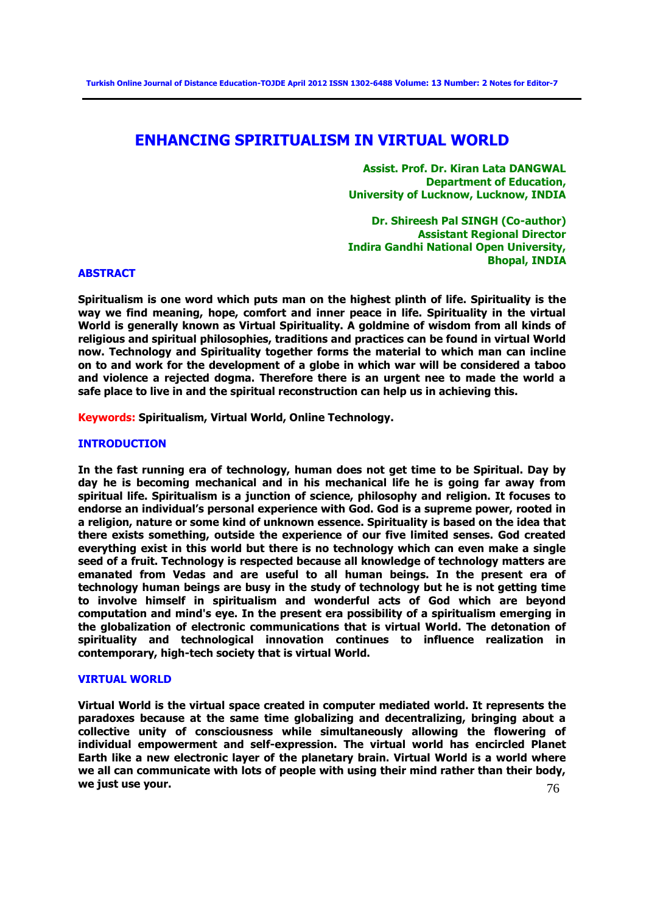# ENHANCING SPIRITUALISM IN VIRTUAL WORLD

**Assist. Prof. Dr. Kiran Lata DANGWAL**
**Department of Education,**
**University of Lucknow, Lucknow, INDIA**

**Dr. Shireesh Pal SINGH (Co-author)**
**Assistant Regional Director**
**Indira Gandhi National Open University,**
**Bhopal, INDIA**

## ABSTRACT

**Spiritualism is one word which puts man on the highest plinth of life. Spirituality is the way we find meaning, hope, comfort and inner peace in life. Spirituality in the virtual World is generally known as Virtual Spirituality. A goldmine of wisdom from all kinds of religious and spiritual philosophies, traditions and practices can be found in virtual World now. Technology and Spirituality together forms the material to which man can incline on to and work for the development of a globe in which war will be considered a taboo and violence a rejected dogma. Therefore there is an urgent nee to made the world a safe place to live in and the spiritual reconstruction can help us in achieving this.**

**Keywords:** **Spiritualism, Virtual World, Online Technology.**

## INTRODUCTION

**In the fast running era of technology, human does not get time to be Spiritual. Day by day he is becoming mechanical and in his mechanical life he is going far away from spiritual life. Spiritualism is a junction of science, philosophy and religion. It focuses to endorse an individual's personal experience with God. God is a supreme power, rooted in a religion, nature or some kind of unknown essence. Spirituality is based on the idea that there exists something, outside the experience of our five limited senses. God created everything exist in this world but there is no technology which can even make a single seed of a fruit. Technology is respected because all knowledge of technology matters are emanated from Vedas and are useful to all human beings. In the present era of technology human beings are busy in the study of technology but he is not getting time to involve himself in spiritualism and wonderful acts of God which are beyond computation and mind's eye. In the present era possibility of a spiritualism emerging in the globalization of electronic communications that is virtual World. The detonation of spirituality and technological innovation continues to influence realization in contemporary, high-tech society that is virtual World.**

## VIRTUAL WORLD

**Virtual World is the virtual space created in computer mediated world. It represents the paradoxes because at the same time globalizing and decentralizing, bringing about a collective unity of consciousness while simultaneously allowing the flowering of individual empowerment and self-expression. The virtual world has encircled Planet Earth like a new electronic layer of the planetary brain. Virtual World is a world where we all can communicate with lots of people with using their mind rather than their body, we just use your.**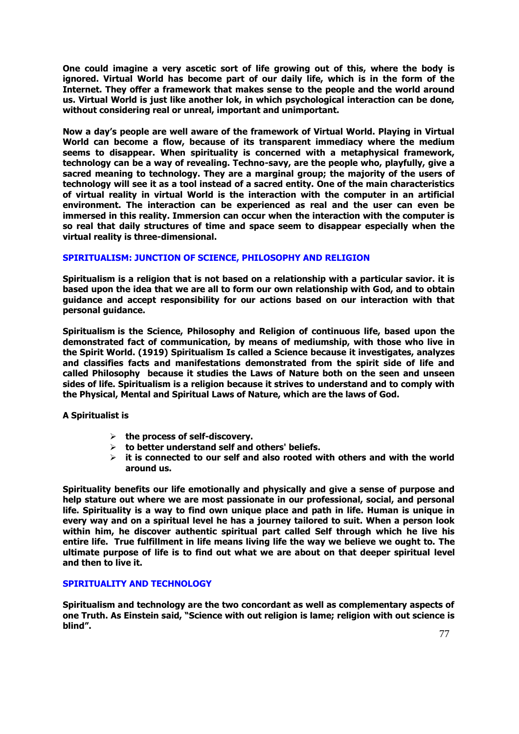**One could imagine a very ascetic sort of life growing out of this, where the body is ignored. Virtual World has become part of our daily life, which is in the form of the Internet. They offer a framework that makes sense to the people and the world around us. Virtual World is just like another lok, in which psychological interaction can be done, without considering real or unreal, important and unimportant.**

**Now a day's people are well aware of the framework of Virtual World. Playing in Virtual World can become a flow, because of its transparent immediacy where the medium seems to disappear. When spirituality is concerned with a metaphysical framework, technology can be a way of revealing. Techno-savy, are the people who, playfully, give a sacred meaning to technology. They are a marginal group; the majority of the users of technology will see it as a tool instead of a sacred entity. One of the main characteristics of virtual reality in virtual World is the interaction with the computer in an artificial environment. The interaction can be experienced as real and the user can even be immersed in this reality. Immersion can occur when the interaction with the computer is so real that daily structures of time and space seem to disappear especially when the virtual reality is three-dimensional.**

## SPIRITUALISM: JUNCTION OF SCIENCE, PHILOSOPHY AND RELIGION

**Spiritualism is a religion that is not based on a relationship with a particular savior. it is based upon the idea that we are all to form our own relationship with God, and to obtain guidance and accept responsibility for our actions based on our interaction with that personal guidance.**

**Spiritualism is the Science, Philosophy and Religion of continuous life, based upon the demonstrated fact of communication, by means of mediumship, with those who live in the Spirit World. (1919) Spiritualism Is called a Science because it investigates, analyzes and classifies facts and manifestations demonstrated from the spirit side of life and called Philosophy because it studies the Laws of Nature both on the seen and unseen sides of life. Spiritualism is a religion because it strives to understand and to comply with the Physical, Mental and Spiritual Laws of Nature, which are the laws of God.**

**A Spiritualist is**

- **the process of self-discovery.**
- **to better understand self and others' beliefs.**
- **it is connected to our self and also rooted with others and with the world around us.**

**Spirituality benefits our life emotionally and physically and give a sense of purpose and help stature out where we are most passionate in our professional, social, and personal life. Spirituality is a way to find own unique place and path in life. Human is unique in every way and on a spiritual level he has a journey tailored to suit. When a person look within him, he discover authentic spiritual part called Self through which he live his entire life. True fulfillment in life means living life the way we believe we ought to. The ultimate purpose of life is to find out what we are about on that deeper spiritual level and then to live it.**

## SPIRITUALITY AND TECHNOLOGY

**Spiritualism and technology are the two concordant as well as complementary aspects of one Truth. As Einstein said, "Science with out religion is lame; religion with out science is blind".**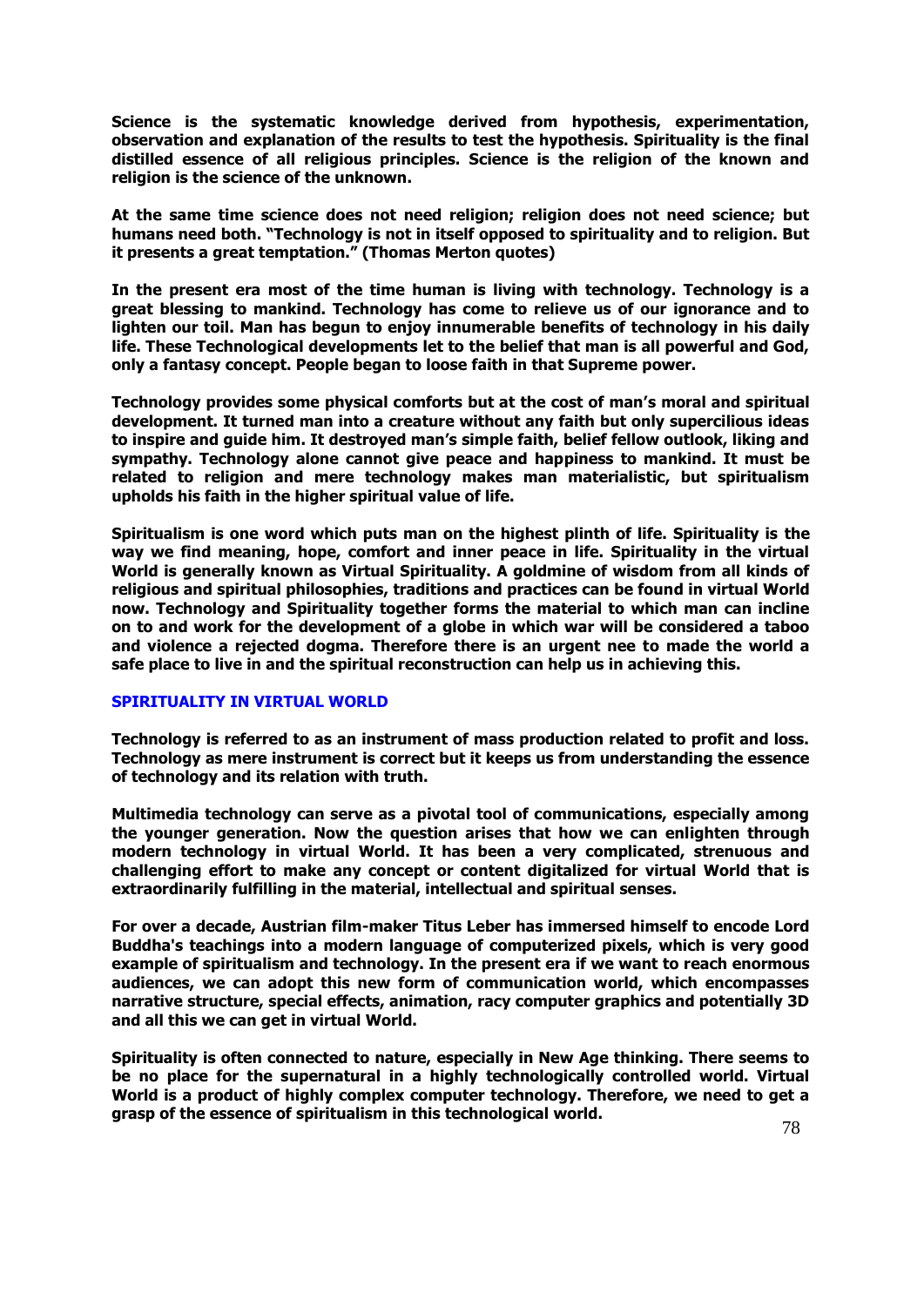**Science is the systematic knowledge derived from hypothesis, experimentation, observation and explanation of the results to test the hypothesis. Spirituality is the final distilled essence of all religious principles. Science is the religion of the known and religion is the science of the unknown.**

**At the same time science does not need religion; religion does not need science; but humans need both. "Technology is not in itself opposed to spirituality and to religion. But it presents a great temptation." (Thomas Merton quotes)**

**In the present era most of the time human is living with technology. Technology is a great blessing to mankind. Technology has come to relieve us of our ignorance and to lighten our toil. Man has begun to enjoy innumerable benefits of technology in his daily life. These Technological developments let to the belief that man is all powerful and God, only a fantasy concept. People began to loose faith in that Supreme power.**

**Technology provides some physical comforts but at the cost of man's moral and spiritual development. It turned man into a creature without any faith but only supercilious ideas to inspire and guide him. It destroyed man's simple faith, belief fellow outlook, liking and sympathy. Technology alone cannot give peace and happiness to mankind. It must be related to religion and mere technology makes man materialistic, but spiritualism upholds his faith in the higher spiritual value of life.**

**Spiritualism is one word which puts man on the highest plinth of life. Spirituality is the way we find meaning, hope, comfort and inner peace in life. Spirituality in the virtual World is generally known as Virtual Spirituality. A goldmine of wisdom from all kinds of religious and spiritual philosophies, traditions and practices can be found in virtual World now. Technology and Spirituality together forms the material to which man can incline on to and work for the development of a globe in which war will be considered a taboo and violence a rejected dogma. Therefore there is an urgent nee to made the world a safe place to live in and the spiritual reconstruction can help us in achieving this.**

## SPIRITUALITY IN VIRTUAL WORLD

**Technology is referred to as an instrument of mass production related to profit and loss. Technology as mere instrument is correct but it keeps us from understanding the essence of technology and its relation with truth.**

**Multimedia technology can serve as a pivotal tool of communications, especially among the younger generation. Now the question arises that how we can enlighten through modern technology in virtual World. It has been a very complicated, strenuous and challenging effort to make any concept or content digitalized for virtual World that is extraordinarily fulfilling in the material, intellectual and spiritual senses.**

**For over a decade, Austrian film-maker Titus Leber has immersed himself to encode Lord Buddha's teachings into a modern language of computerized pixels, which is very good example of spiritualism and technology. In the present era if we want to reach enormous audiences, we can adopt this new form of communication world, which encompasses narrative structure, special effects, animation, racy computer graphics and potentially 3D and all this we can get in virtual World.**

**Spirituality is often connected to nature, especially in New Age thinking. There seems to be no place for the supernatural in a highly technologically controlled world. Virtual World is a product of highly complex computer technology. Therefore, we need to get a grasp of the essence of spiritualism in this technological world.**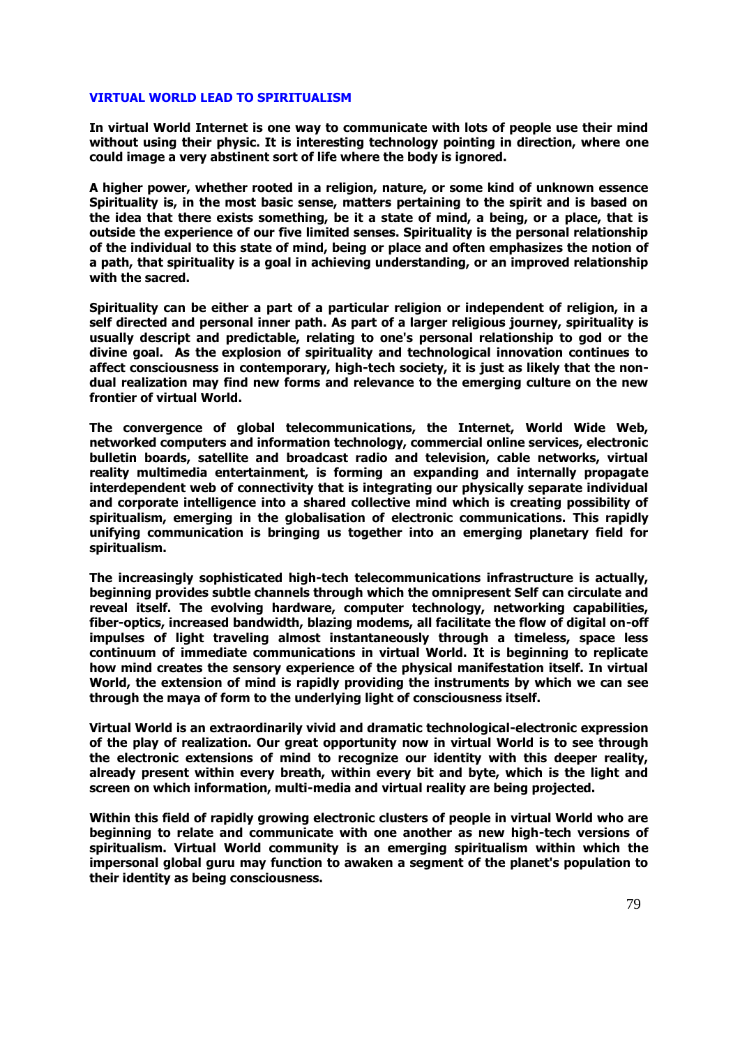## VIRTUAL WORLD LEAD TO SPIRITUALISM

**In virtual World Internet is one way to communicate with lots of people use their mind without using their physic. It is interesting technology pointing in direction, where one could image a very abstinent sort of life where the body is ignored.**

**A higher power, whether rooted in a religion, nature, or some kind of unknown essence Spirituality is, in the most basic sense, matters pertaining to the spirit and is based on the idea that there exists something, be it a state of mind, a being, or a place, that is outside the experience of our five limited senses. Spirituality is the personal relationship of the individual to this state of mind, being or place and often emphasizes the notion of a path, that spirituality is a goal in achieving understanding, or an improved relationship with the sacred.**

**Spirituality can be either a part of a particular religion or independent of religion, in a self directed and personal inner path. As part of a larger religious journey, spirituality is usually descript and predictable, relating to one's personal relationship to god or the divine goal. As the explosion of spirituality and technological innovation continues to affect consciousness in contemporary, high-tech society, it is just as likely that the non-dual realization may find new forms and relevance to the emerging culture on the new frontier of virtual World.**

**The convergence of global telecommunications, the Internet, World Wide Web, networked computers and information technology, commercial online services, electronic bulletin boards, satellite and broadcast radio and television, cable networks, virtual reality multimedia entertainment, is forming an expanding and internally propagate interdependent web of connectivity that is integrating our physically separate individual and corporate intelligence into a shared collective mind which is creating possibility of spiritualism, emerging in the globalisation of electronic communications. This rapidly unifying communication is bringing us together into an emerging planetary field for spiritualism.**

**The increasingly sophisticated high-tech telecommunications infrastructure is actually, beginning provides subtle channels through which the omnipresent Self can circulate and reveal itself. The evolving hardware, computer technology, networking capabilities, fiber-optics, increased bandwidth, blazing modems, all facilitate the flow of digital on-off impulses of light traveling almost instantaneously through a timeless, space less continuum of immediate communications in virtual World. It is beginning to replicate how mind creates the sensory experience of the physical manifestation itself. In virtual World, the extension of mind is rapidly providing the instruments by which we can see through the maya of form to the underlying light of consciousness itself.**

**Virtual World is an extraordinarily vivid and dramatic technological-electronic expression of the play of realization. Our great opportunity now in virtual World is to see through the electronic extensions of mind to recognize our identity with this deeper reality, already present within every breath, within every bit and byte, which is the light and screen on which information, multi-media and virtual reality are being projected.**

**Within this field of rapidly growing electronic clusters of people in virtual World who are beginning to relate and communicate with one another as new high-tech versions of spiritualism. Virtual World community is an emerging spiritualism within which the impersonal global guru may function to awaken a segment of the planet's population to their identity as being consciousness.**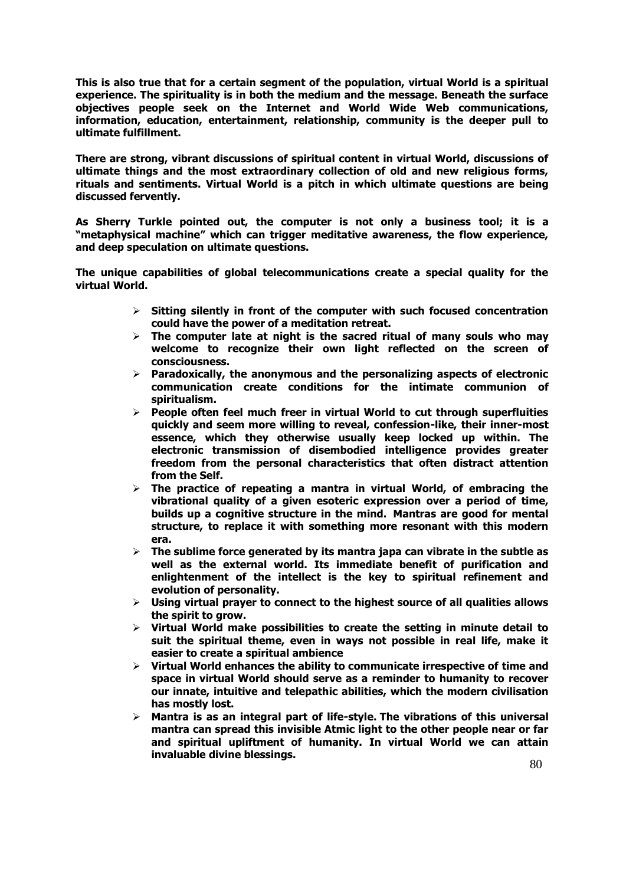**This is also true that for a certain segment of the population, virtual World is a spiritual experience. The spirituality is in both the medium and the message. Beneath the surface objectives people seek on the Internet and World Wide Web communications, information, education, entertainment, relationship, community is the deeper pull to ultimate fulfillment.**

**There are strong, vibrant discussions of spiritual content in virtual World, discussions of ultimate things and the most extraordinary collection of old and new religious forms, rituals and sentiments. Virtual World is a pitch in which ultimate questions are being discussed fervently.**

**As Sherry Turkle pointed out, the computer is not only a business tool; it is a "metaphysical machine" which can trigger meditative awareness, the flow experience, and deep speculation on ultimate questions.**

**The unique capabilities of global telecommunications create a special quality for the virtual World.**

- **Sitting silently in front of the computer with such focused concentration could have the power of a meditation retreat.**
- **The computer late at night is the sacred ritual of many souls who may welcome to recognize their own light reflected on the screen of consciousness.**
- **Paradoxically, the anonymous and the personalizing aspects of electronic communication create conditions for the intimate communion of spiritualism.**
- **People often feel much freer in virtual World to cut through superfluities quickly and seem more willing to reveal, confession-like, their inner-most essence, which they otherwise usually keep locked up within. The electronic transmission of disembodied intelligence provides greater freedom from the personal characteristics that often distract attention from the Self.**
- **The practice of repeating a mantra in virtual World, of embracing the vibrational quality of a given esoteric expression over a period of time, builds up a cognitive structure in the mind. Mantras are good for mental structure, to replace it with something more resonant with this modern era.**
- **The sublime force generated by its mantra japa can vibrate in the subtle as well as the external world. Its immediate benefit of purification and enlightenment of the intellect is the key to spiritual refinement and evolution of personality.**
- **Using virtual prayer to connect to the highest source of all qualities allows the spirit to grow.**
- **Virtual World make possibilities to create the setting in minute detail to suit the spiritual theme, even in ways not possible in real life, make it easier to create a spiritual ambience**
- **Virtual World enhances the ability to communicate irrespective of time and space in virtual World should serve as a reminder to humanity to recover our innate, intuitive and telepathic abilities, which the modern civilisation has mostly lost.**
- **Mantra is as an integral part of life-style. The vibrations of this universal mantra can spread this invisible Atmic light to the other people near or far and spiritual upliftment of humanity. In virtual World we can attain invaluable divine blessings.**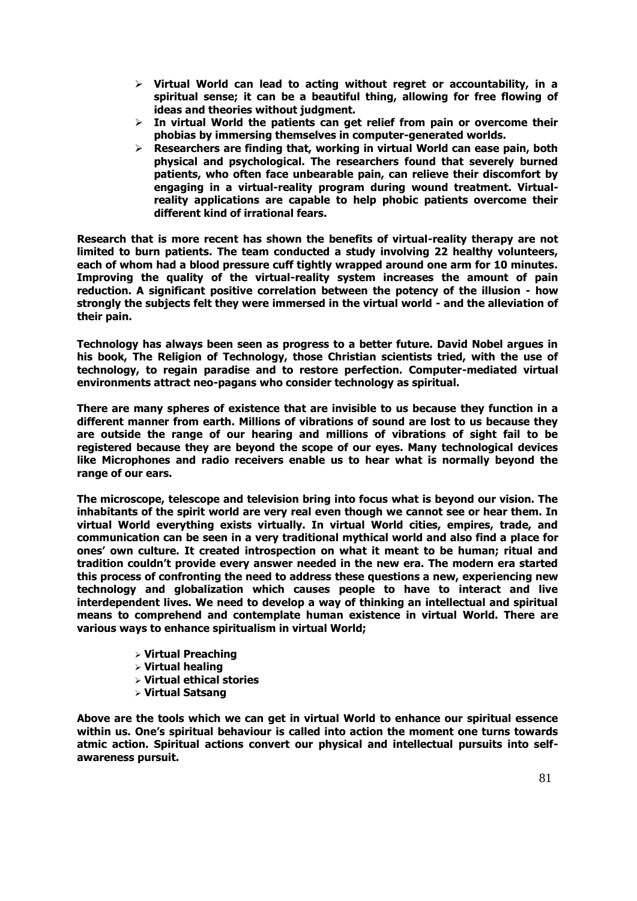- **Virtual World can lead to acting without regret or accountability, in a spiritual sense; it can be a beautiful thing, allowing for free flowing of ideas and theories without judgment.**
- **In virtual World the patients can get relief from pain or overcome their phobias by immersing themselves in computer-generated worlds.**
- **Researchers are finding that, working in virtual World can ease pain, both physical and psychological. The researchers found that severely burned patients, who often face unbearable pain, can relieve their discomfort by engaging in a virtual-reality program during wound treatment. Virtual-reality applications are capable to help phobic patients overcome their different kind of irrational fears.**

**Research that is more recent has shown the benefits of virtual-reality therapy are not limited to burn patients. The team conducted a study involving 22 healthy volunteers, each of whom had a blood pressure cuff tightly wrapped around one arm for 10 minutes. Improving the quality of the virtual-reality system increases the amount of pain reduction. A significant positive correlation between the potency of the illusion - how strongly the subjects felt they were immersed in the virtual world - and the alleviation of their pain.**

**Technology has always been seen as progress to a better future. David Nobel argues in his book, The Religion of Technology, those Christian scientists tried, with the use of technology, to regain paradise and to restore perfection. Computer-mediated virtual environments attract neo-pagans who consider technology as spiritual.**

**There are many spheres of existence that are invisible to us because they function in a different manner from earth. Millions of vibrations of sound are lost to us because they are outside the range of our hearing and millions of vibrations of sight fail to be registered because they are beyond the scope of our eyes. Many technological devices like Microphones and radio receivers enable us to hear what is normally beyond the range of our ears.**

**The microscope, telescope and television bring into focus what is beyond our vision. The inhabitants of the spirit world are very real even though we cannot see or hear them. In virtual World everything exists virtually. In virtual World cities, empires, trade, and communication can be seen in a very traditional mythical world and also find a place for ones' own culture. It created introspection on what it meant to be human; ritual and tradition couldn't provide every answer needed in the new era. The modern era started this process of confronting the need to address these questions a new, experiencing new technology and globalization which causes people to have to interact and live interdependent lives. We need to develop a way of thinking an intellectual and spiritual means to comprehend and contemplate human existence in virtual World. There are various ways to enhance spiritualism in virtual World;**

- **Virtual Preaching**
- **Virtual healing**
- **Virtual ethical stories**
- **Virtual Satsang**

**Above are the tools which we can get in virtual World to enhance our spiritual essence within us. One's spiritual behaviour is called into action the moment one turns towards atmic action. Spiritual actions convert our physical and intellectual pursuits into self-awareness pursuit.**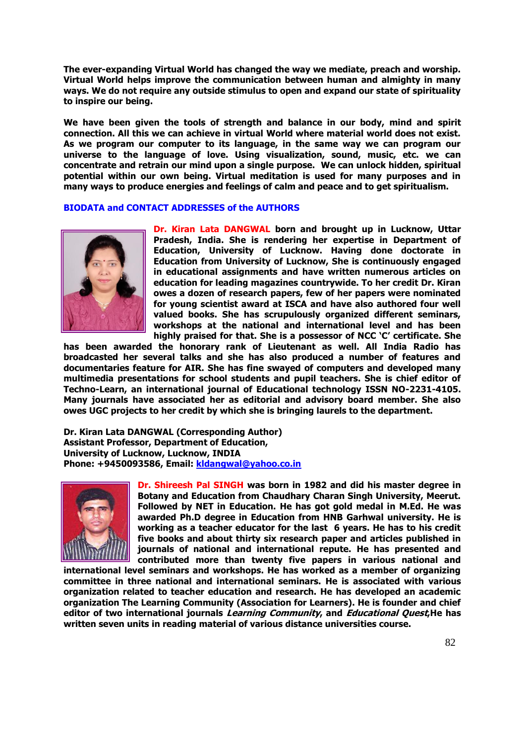**The ever-expanding Virtual World has changed the way we mediate, preach and worship. Virtual World helps improve the communication between human and almighty in many ways. We do not require any outside stimulus to open and expand our state of spirituality to inspire our being.**

**We have been given the tools of strength and balance in our body, mind and spirit connection. All this we can achieve in virtual World where material world does not exist. As we program our computer to its language, in the same way we can program our universe to the language of love. Using visualization, sound, music, etc. we can concentrate and retrain our mind upon a single purpose. We can unlock hidden, spiritual potential within our own being. Virtual meditation is used for many purposes and in many ways to produce energies and feelings of calm and peace and to get spiritualism.**

## BIODATA and CONTACT ADDRESSES of the AUTHORS

**Dr. Kiran Lata DANGWAL born and brought up in Lucknow, Uttar Pradesh, India. She is rendering her expertise in Department of Education, University of Lucknow. Having done doctorate in Education from University of Lucknow, She is continuously engaged in educational assignments and have written numerous articles on education for leading magazines countrywide. To her credit Dr. Kiran owes a dozen of research papers, few of her papers were nominated for young scientist award at ISCA and have also authored four well valued books. She has scrupulously organized different seminars, workshops at the national and international level and has been highly praised for that. She is a possessor of NCC 'C' certificate. She has been awarded the honorary rank of Lieutenant as well. All India Radio has broadcasted her several talks and she has also produced a number of features and documentaries feature for AIR. She has fine swayed of computers and developed many multimedia presentations for school students and pupil teachers. She is chief editor of Techno-Learn, an international journal of Educational technology ISSN NO-2231-4105. Many journals have associated her as editorial and advisory board member. She also owes UGC projects to her credit by which she is bringing laurels to the department.**

**Dr. Kiran Lata DANGWAL (Corresponding Author)**
**Assistant Professor, Department of Education,**
**University of Lucknow, Lucknow, INDIA**
**Phone: +9450093586, Email: kldangwal@yahoo.co.in**

**Dr. Shireesh Pal SINGH was born in 1982 and did his master degree in Botany and Education from Chaudhary Charan Singh University, Meerut. Followed by NET in Education. He has got gold medal in M.Ed. He was awarded Ph.D degree in Education from HNB Garhwal university. He is working as a teacher educator for the last 6 years. He has to his credit five books and about thirty six research paper and articles published in journals of national and international repute. He has presented and contributed more than twenty five papers in various national and international level seminars and workshops. He has worked as a member of organizing committee in three national and international seminars. He is associated with various organization related to teacher education and research. He has developed an academic organization The Learning Community (Association for Learners). He is founder and chief editor of two international journals *Learning Community*, and *Educational Quest*,He has written seven units in reading material of various distance universities course.**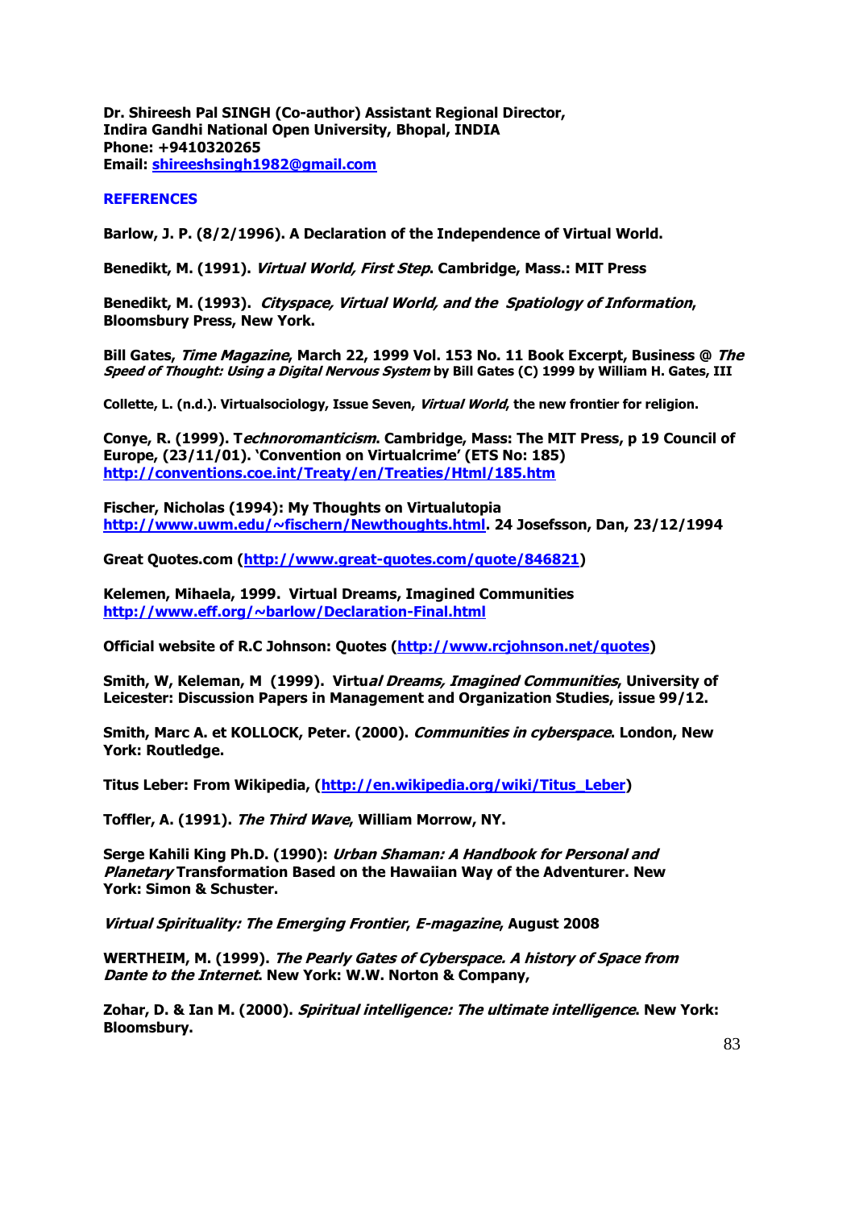**Dr. Shireesh Pal SINGH (Co-author) Assistant Regional Director,**
**Indira Gandhi National Open University, Bhopal, INDIA**
**Phone: +9410320265**
**Email: shireeshsingh1982@gmail.com**

## REFERENCES

**Barlow, J. P. (8/2/1996). A Declaration of the Independence of Virtual World.**

**Benedikt, M. (1991). *Virtual World, First Step*. Cambridge, Mass.: MIT Press**

**Benedikt, M. (1993). *Cityspace, Virtual World, and the Spatiology of Information*, Bloomsbury Press, New York.**

**Bill Gates, *Time Magazine*, March 22, 1999 Vol. 153 No. 11 Book Excerpt, Business @ *The Speed of Thought: Using a Digital Nervous System* by Bill Gates (C) 1999 by William H. Gates, III**

**Collette, L. (n.d.). Virtualsociology, Issue Seven, *Virtual World*, the new frontier for religion.**

**Conye, R. (1999). T*echnoromanticism*. Cambridge, Mass: The MIT Press, p 19 Council of Europe, (23/11/01). 'Convention on Virtualcrime' (ETS No: 185) http://conventions.coe.int/Treaty/en/Treaties/Html/185.htm**

**Fischer, Nicholas (1994): My Thoughts on Virtualutopia http://www.uwm.edu/~fischern/Newthoughts.html. 24 Josefsson, Dan, 23/12/1994**

**Great Quotes.com (http://www.great-quotes.com/quote/846821)**

**Kelemen, Mihaela, 1999. Virtual Dreams, Imagined Communities http://www.eff.org/~barlow/Declaration-Final.html**

**Official website of R.C Johnson: Quotes (http://www.rcjohnson.net/quotes)**

**Smith, W, Keleman, M (1999). Virtu*al Dreams, Imagined Communities*, University of Leicester: Discussion Papers in Management and Organization Studies, issue 99/12.**

**Smith, Marc A. et KOLLOCK, Peter. (2000). *Communities in cyberspace*. London, New York: Routledge.**

**Titus Leber: From Wikipedia, (http://en.wikipedia.org/wiki/Titus_Leber)**

**Toffler, A. (1991). *The Third Wave*, William Morrow, NY.**

**Serge Kahili King Ph.D. (1990): *Urban Shaman: A Handbook for Personal and Planetary* Transformation Based on the Hawaiian Way of the Adventurer. New York: Simon & Schuster.**

***Virtual Spirituality: The Emerging Frontier*, *E-magazine*, August 2008**

**WERTHEIM, M. (1999). *The Pearly Gates of Cyberspace. A history of Space from Dante to the Internet*. New York: W.W. Norton & Company,**

**Zohar, D. & Ian M. (2000). *Spiritual intelligence: The ultimate intelligence*. New York: Bloomsbury.**